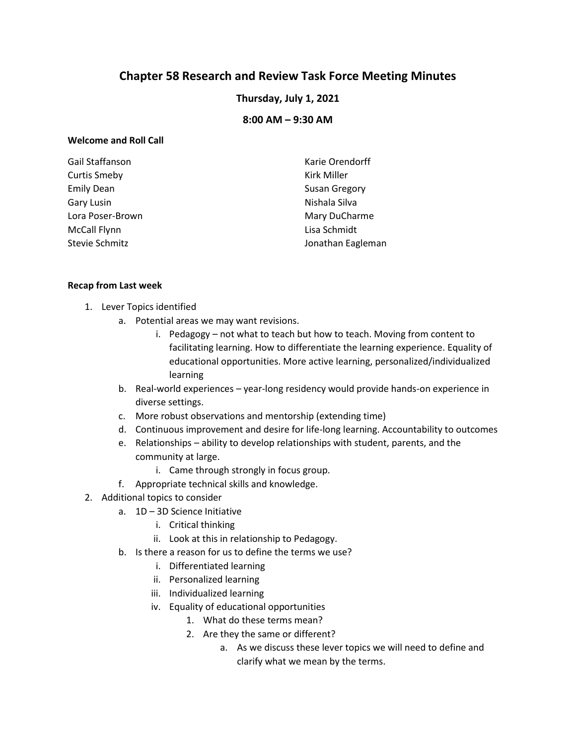# Chapter 58 Research and Review Task Force Meeting Minutes

### Thursday, July 1, 2021

### 8:00 AM – 9:30 AM

**Welcome and Roll Call**

Gail Staffanson
Curtis Smeby
Emily Dean
Gary Lusin
Lora Poser-Brown
McCall Flynn
Stevie Schmitz
Karie Orendorff
Kirk Miller
Susan Gregory
Nishala Silva
Mary DuCharme
Lisa Schmidt
Jonathan Eagleman

**Recap from Last week**

1. Lever Topics identified
   a. Potential areas we may want revisions.
      i. Pedagogy – not what to teach but how to teach. Moving from content to facilitating learning. How to differentiate the learning experience. Equality of educational opportunities. More active learning, personalized/individualized learning
   b. Real-world experiences – year-long residency would provide hands-on experience in diverse settings.
   c. More robust observations and mentorship (extending time)
   d. Continuous improvement and desire for life-long learning. Accountability to outcomes
   e. Relationships – ability to develop relationships with student, parents, and the community at large.
      i. Came through strongly in focus group.
   f. Appropriate technical skills and knowledge.
2. Additional topics to consider
   a. 1D – 3D Science Initiative
      i. Critical thinking
      ii. Look at this in relationship to Pedagogy.
   b. Is there a reason for us to define the terms we use?
      i. Differentiated learning
      ii. Personalized learning
      iii. Individualized learning
      iv. Equality of educational opportunities
         1. What do these terms mean?
         2. Are they the same or different?
            a. As we discuss these lever topics we will need to define and clarify what we mean by the terms.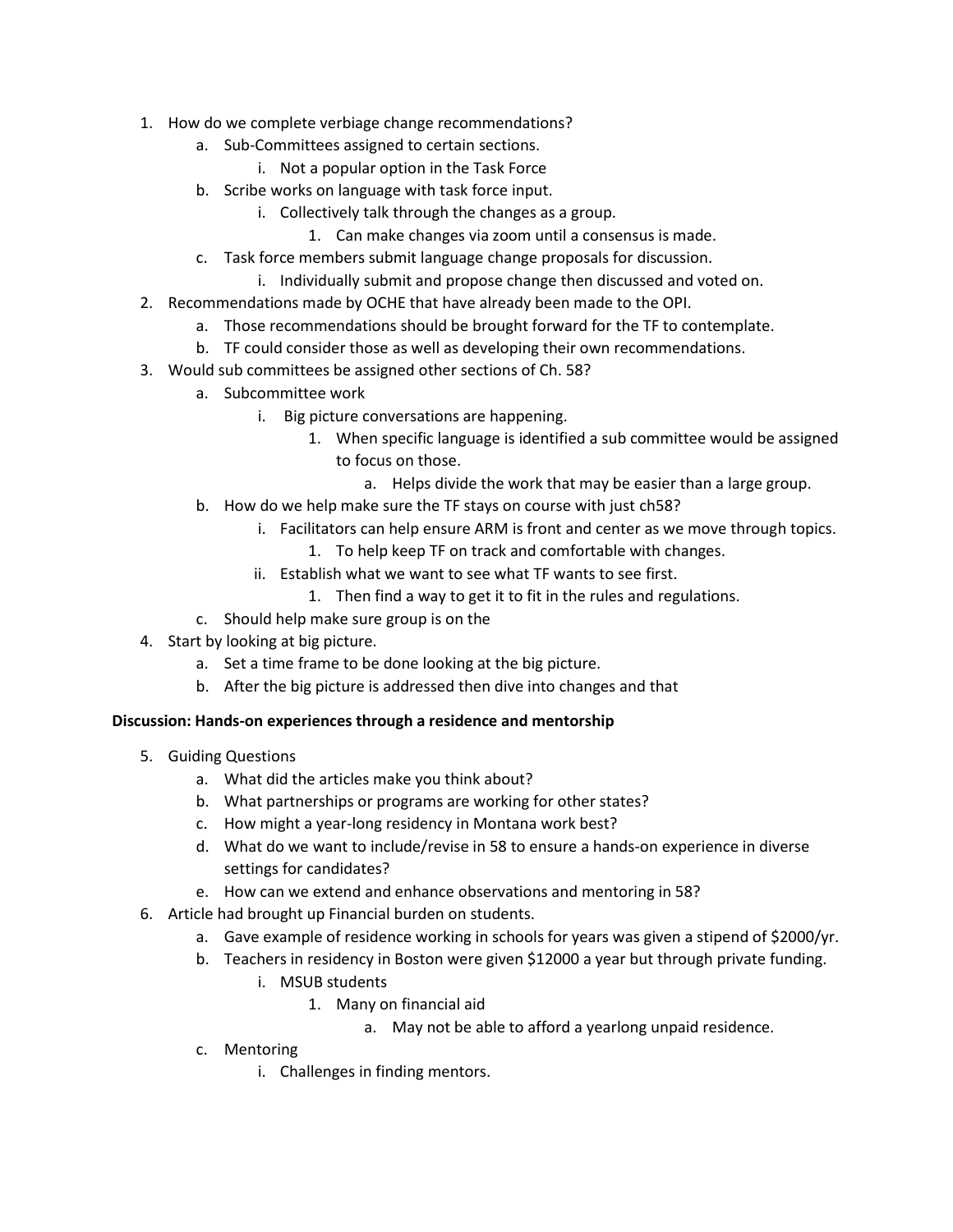1. How do we complete verbiage change recommendations?
    a. Sub-Committees assigned to certain sections.
        i. Not a popular option in the Task Force
    b. Scribe works on language with task force input.
        i. Collectively talk through the changes as a group.
            1. Can make changes via zoom until a consensus is made.
    c. Task force members submit language change proposals for discussion.
        i. Individually submit and propose change then discussed and voted on.
2. Recommendations made by OCHE that have already been made to the OPI.
    a. Those recommendations should be brought forward for the TF to contemplate.
    b. TF could consider those as well as developing their own recommendations.
3. Would sub committees be assigned other sections of Ch. 58?
    a. Subcommittee work
        i. Big picture conversations are happening.
            1. When specific language is identified a sub committee would be assigned to focus on those.
                a. Helps divide the work that may be easier than a large group.
    b. How do we help make sure the TF stays on course with just ch58?
        i. Facilitators can help ensure ARM is front and center as we move through topics.
            1. To help keep TF on track and comfortable with changes.
        ii. Establish what we want to see what TF wants to see first.
            1. Then find a way to get it to fit in the rules and regulations.
    c. Should help make sure group is on the
4. Start by looking at big picture.
    a. Set a time frame to be done looking at the big picture.
    b. After the big picture is addressed then dive into changes and that

**Discussion: Hands-on experiences through a residence and mentorship**

5. Guiding Questions
    a. What did the articles make you think about?
    b. What partnerships or programs are working for other states?
    c. How might a year-long residency in Montana work best?
    d. What do we want to include/revise in 58 to ensure a hands-on experience in diverse settings for candidates?
    e. How can we extend and enhance observations and mentoring in 58?
6. Article had brought up Financial burden on students.
    a. Gave example of residence working in schools for years was given a stipend of $2000/yr.
    b. Teachers in residency in Boston were given $12000 a year but through private funding.
        i. MSUB students
            1. Many on financial aid
                a. May not be able to afford a yearlong unpaid residence.
    c. Mentoring
        i. Challenges in finding mentors.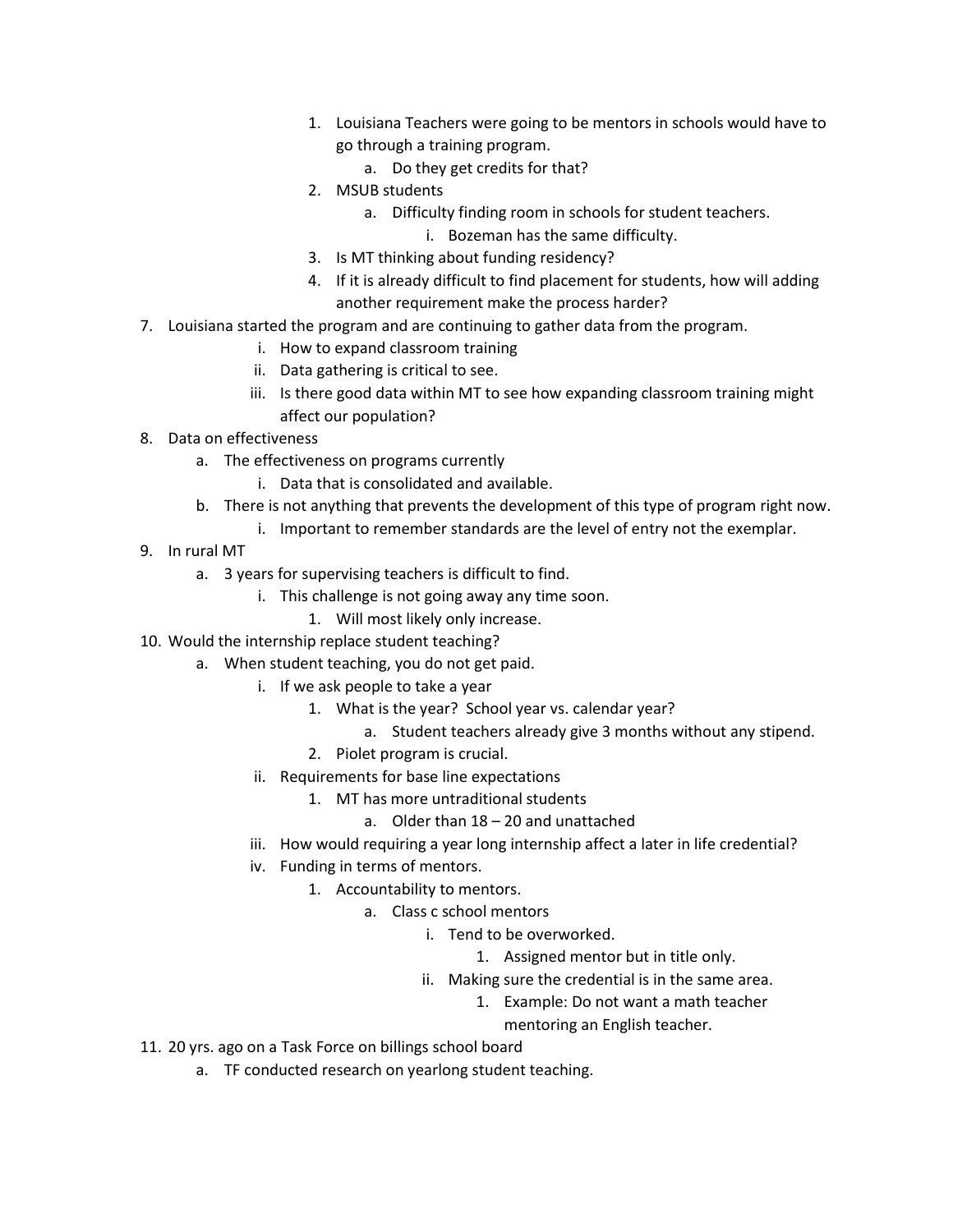1. Louisiana Teachers were going to be mentors in schools would have to go through a training program.
    a. Do they get credits for that?
2. MSUB students
    a. Difficulty finding room in schools for student teachers.
        i. Bozeman has the same difficulty.
3. Is MT thinking about funding residency?
4. If it is already difficult to find placement for students, how will adding another requirement make the process harder?

7. Louisiana started the program and are continuing to gather data from the program.
    i. How to expand classroom training
    ii. Data gathering is critical to see.
    iii. Is there good data within MT to see how expanding classroom training might affect our population?
8. Data on effectiveness
    a. The effectiveness on programs currently
        i. Data that is consolidated and available.
    b. There is not anything that prevents the development of this type of program right now.
        i. Important to remember standards are the level of entry not the exemplar.
9. In rural MT
    a. 3 years for supervising teachers is difficult to find.
        i. This challenge is not going away any time soon.
            1. Will most likely only increase.
10. Would the internship replace student teaching?
    a. When student teaching, you do not get paid.
        i. If we ask people to take a year
            1. What is the year? School year vs. calendar year?
                a. Student teachers already give 3 months without any stipend.
            2. Piolet program is crucial.
        ii. Requirements for base line expectations
            1. MT has more untraditional students
                a. Older than 18 – 20 and unattached
        iii. How would requiring a year long internship affect a later in life credential?
        iv. Funding in terms of mentors.
            1. Accountability to mentors.
                a. Class c school mentors
                    i. Tend to be overworked.
                        1. Assigned mentor but in title only.
                    ii. Making sure the credential is in the same area.
                        1. Example: Do not want a math teacher mentoring an English teacher.
11. 20 yrs. ago on a Task Force on billings school board
    a. TF conducted research on yearlong student teaching.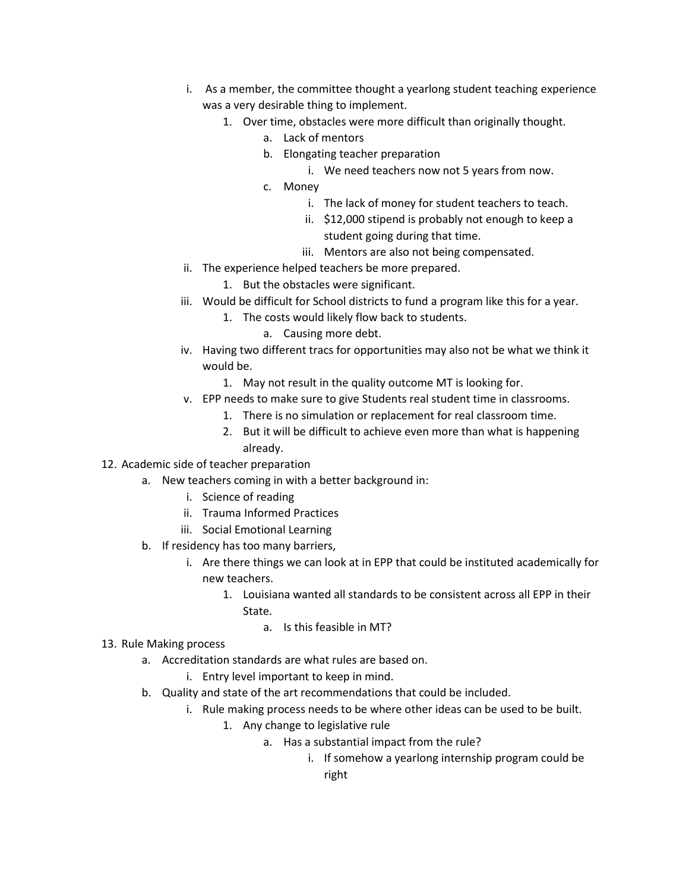- i. As a member, the committee thought a yearlong student teaching experience was a very desirable thing to implement.
  1. Over time, obstacles were more difficult than originally thought.
     - a. Lack of mentors
     - b. Elongating teacher preparation
       - i. We need teachers now not 5 years from now.
     - c. Money
       - i. The lack of money for student teachers to teach.
       - ii. $12,000 stipend is probably not enough to keep a student going during that time.
       - iii. Mentors are also not being compensated.
- ii. The experience helped teachers be more prepared.
  1. But the obstacles were significant.
- iii. Would be difficult for School districts to fund a program like this for a year.
  1. The costs would likely flow back to students.
     - a. Causing more debt.
- iv. Having two different tracs for opportunities may also not be what we think it would be.
  1. May not result in the quality outcome MT is looking for.
- v. EPP needs to make sure to give Students real student time in classrooms.
  1. There is no simulation or replacement for real classroom time.
  2. But it will be difficult to achieve even more than what is happening already.

12. Academic side of teacher preparation
    - a. New teachers coming in with a better background in:
      - i. Science of reading
      - ii. Trauma Informed Practices
      - iii. Social Emotional Learning
    - b. If residency has too many barriers,
      - i. Are there things we can look at in EPP that could be instituted academically for new teachers.
        1. Louisiana wanted all standards to be consistent across all EPP in their State.
           - a. Is this feasible in MT?
13. Rule Making process
    - a. Accreditation standards are what rules are based on.
      - i. Entry level important to keep in mind.
    - b. Quality and state of the art recommendations that could be included.
      - i. Rule making process needs to be where other ideas can be used to be built.
        1. Any change to legislative rule
           - a. Has a substantial impact from the rule?
             - i. If somehow a yearlong internship program could be right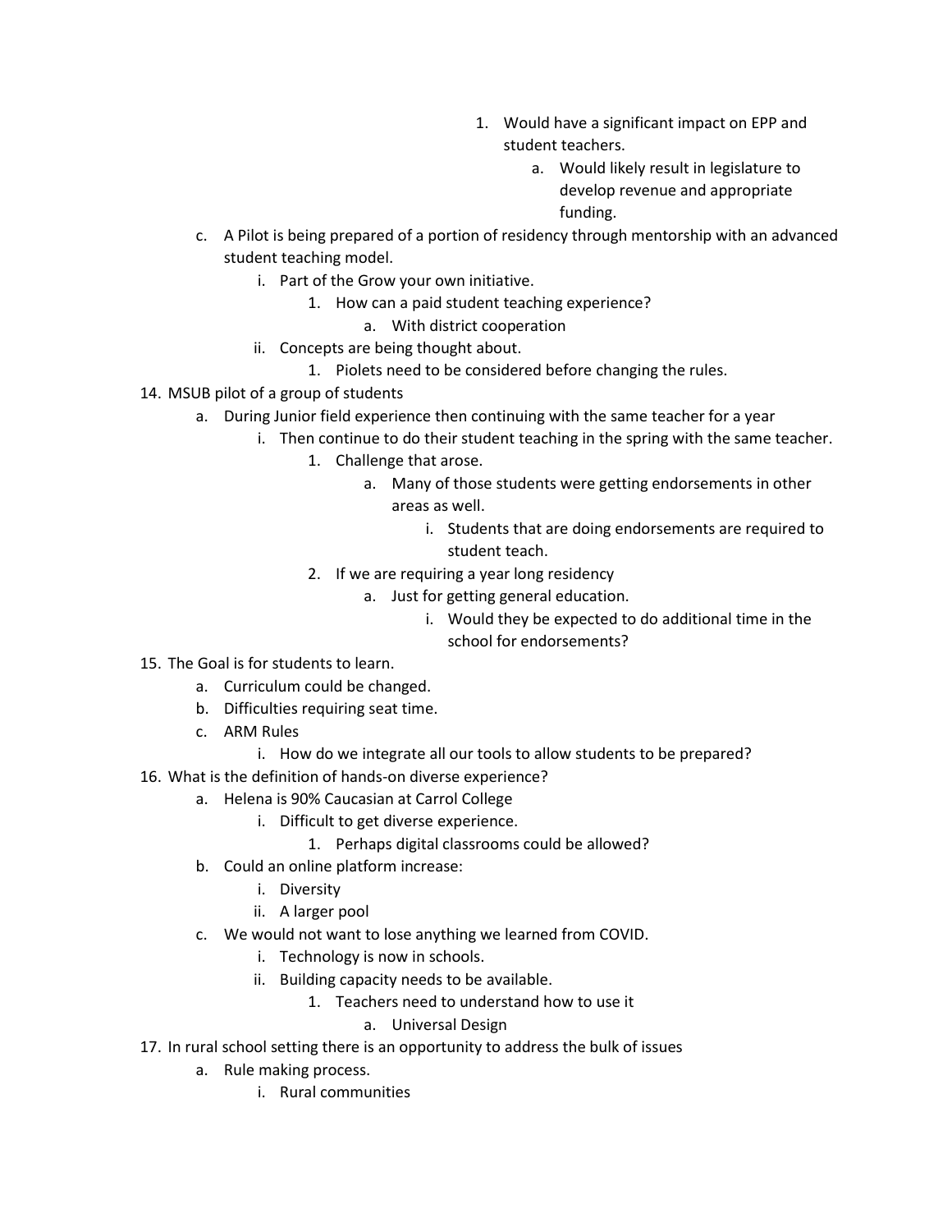1. Would have a significant impact on EPP and student teachers.
                a. Would likely result in legislature to develop revenue and appropriate funding.

    c. A Pilot is being prepared of a portion of residency through mentorship with an advanced student teaching model.
        i. Part of the Grow your own initiative.
            1. How can a paid student teaching experience?
                a. With district cooperation
        ii. Concepts are being thought about.
            1. Piolets need to be considered before changing the rules.

14. MSUB pilot of a group of students
    a. During Junior field experience then continuing with the same teacher for a year
        i. Then continue to do their student teaching in the spring with the same teacher.
            1. Challenge that arose.
                a. Many of those students were getting endorsements in other areas as well.
                    i. Students that are doing endorsements are required to student teach.
            2. If we are requiring a year long residency
                a. Just for getting general education.
                    i. Would they be expected to do additional time in the school for endorsements?

15. The Goal is for students to learn.
    a. Curriculum could be changed.
    b. Difficulties requiring seat time.
    c. ARM Rules
        i. How do we integrate all our tools to allow students to be prepared?

16. What is the definition of hands-on diverse experience?
    a. Helena is 90% Caucasian at Carrol College
        i. Difficult to get diverse experience.
            1. Perhaps digital classrooms could be allowed?
    b. Could an online platform increase:
        i. Diversity
        ii. A larger pool
    c. We would not want to lose anything we learned from COVID.
        i. Technology is now in schools.
        ii. Building capacity needs to be available.
            1. Teachers need to understand how to use it
                a. Universal Design

17. In rural school setting there is an opportunity to address the bulk of issues
    a. Rule making process.
        i. Rural communities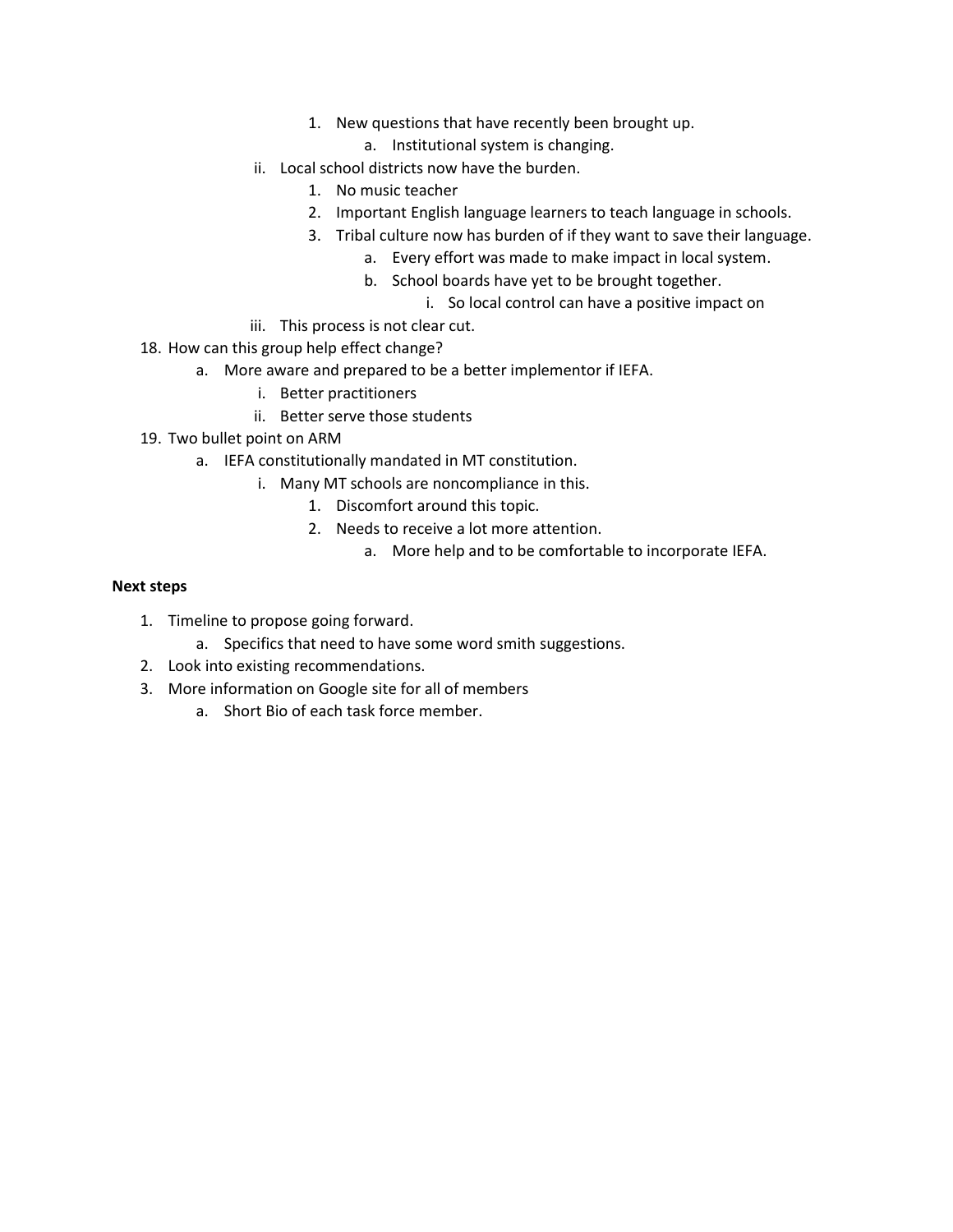1. New questions that have recently been brought up.
                a. Institutional system is changing.
        ii. Local school districts now have the burden.
            1. No music teacher
            2. Important English language learners to teach language in schools.
            3. Tribal culture now has burden of if they want to save their language.
                a. Every effort was made to make impact in local system.
                b. School boards have yet to be brought together.
                    i. So local control can have a positive impact on
        iii. This process is not clear cut.

18. How can this group help effect change?
    a. More aware and prepared to be a better implementor if IEFA.
        i. Better practitioners
        ii. Better serve those students
19. Two bullet point on ARM
    a. IEFA constitutionally mandated in MT constitution.
        i. Many MT schools are noncompliance in this.
            1. Discomfort around this topic.
            2. Needs to receive a lot more attention.
                a. More help and to be comfortable to incorporate IEFA.

**Next steps**

1. Timeline to propose going forward.
    a. Specifics that need to have some word smith suggestions.
2. Look into existing recommendations.
3. More information on Google site for all of members
    a. Short Bio of each task force member.